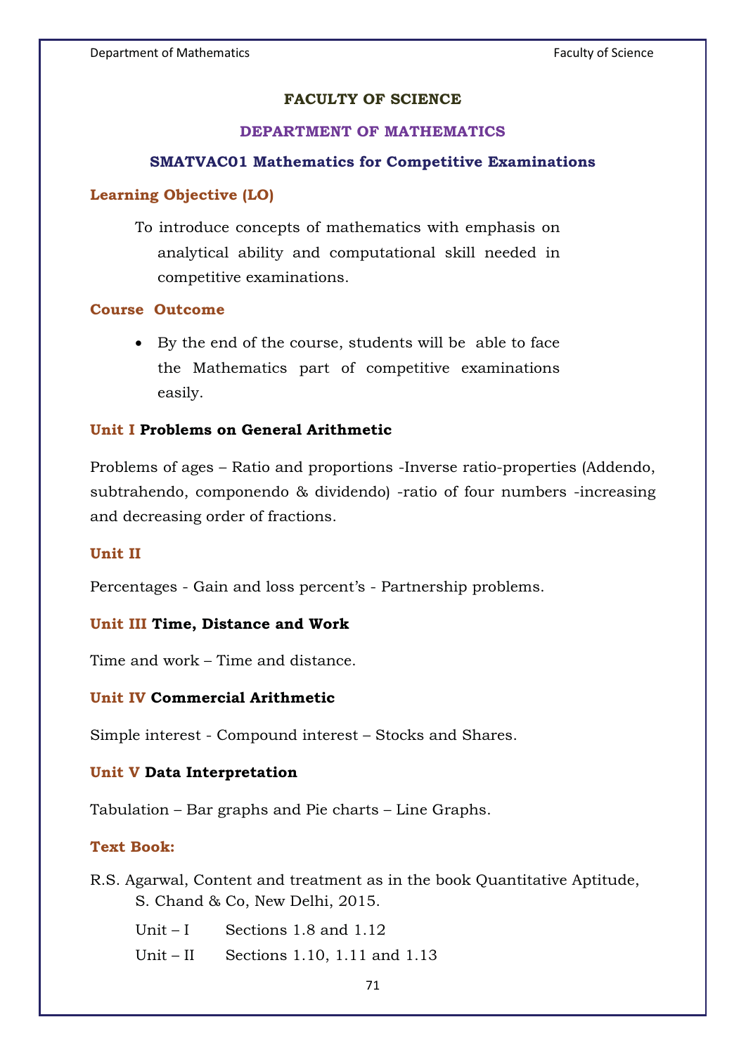# FACULTY OF SCIENCE

## DEPARTMENT OF MATHEMATICS

### SMATVAC01 Mathematics for Competitive Examinations

**Learning Objective (LO)**

To introduce concepts of mathematics with emphasis on analytical ability and computational skill needed in competitive examinations.

**Course Outcome**

- By the end of the course, students will be able to face the Mathematics part of competitive examinations easily.

**Unit I Problems on General Arithmetic**

Problems of ages – Ratio and proportions -Inverse ratio-properties (Addendo, subtrahendo, componendo & dividendo) -ratio of four numbers -increasing and decreasing order of fractions.

**Unit II**

Percentages - Gain and loss percent's - Partnership problems.

**Unit III Time, Distance and Work**

Time and work – Time and distance.

**Unit IV Commercial Arithmetic**

Simple interest - Compound interest – Stocks and Shares.

**Unit V Data Interpretation**

Tabulation – Bar graphs and Pie charts – Line Graphs.

**Text Book:**

R.S. Agarwal, Content and treatment as in the book Quantitative Aptitude, S. Chand & Co, New Delhi, 2015.

Unit – I Sections 1.8 and 1.12

Unit – II Sections 1.10, 1.11 and 1.13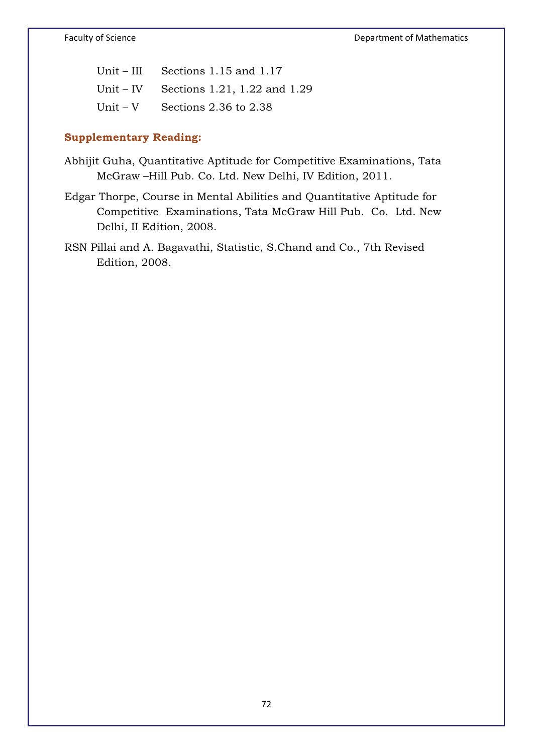| | |
|---|---|
| Unit – III | Sections 1.15 and 1.17 |
| Unit – IV | Sections 1.21, 1.22 and 1.29 |
| Unit – V | Sections 2.36 to 2.38 |

**Supplementary Reading:**

Abhijit Guha, Quantitative Aptitude for Competitive Examinations, Tata McGraw –Hill Pub. Co. Ltd. New Delhi, IV Edition, 2011.

Edgar Thorpe, Course in Mental Abilities and Quantitative Aptitude for Competitive Examinations, Tata McGraw Hill Pub. Co. Ltd. New Delhi, II Edition, 2008.

RSN Pillai and A. Bagavathi, Statistic, S.Chand and Co., 7th Revised Edition, 2008.